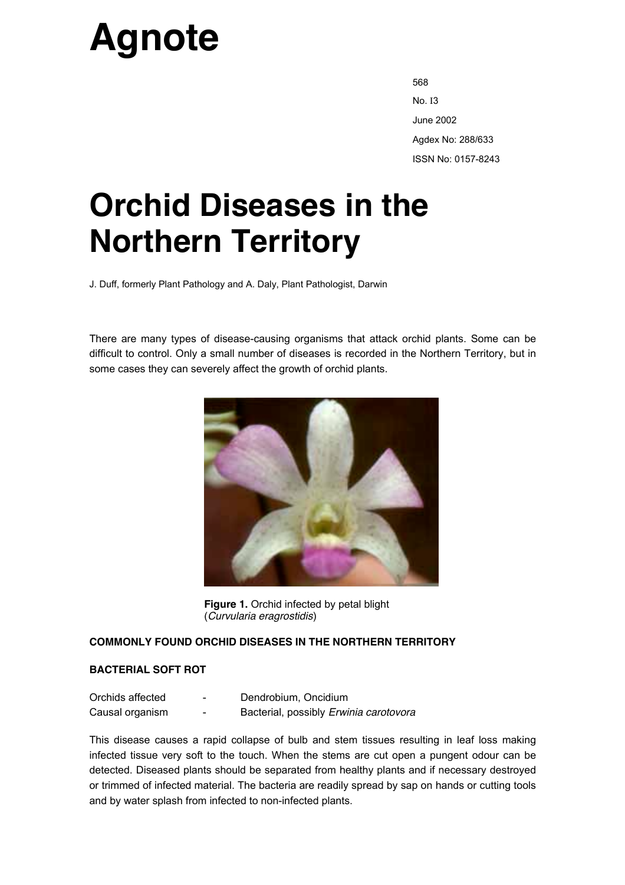# Agnote

568

No. I3

June 2002

Agdex No: 288/633

ISSN No: 0157-8243

# Orchid Diseases in the Northern Territory

J. Duff, formerly Plant Pathology and A. Daly, Plant Pathologist, Darwin

There are many types of disease-causing organisms that attack orchid plants. Some can be difficult to control. Only a small number of diseases is recorded in the Northern Territory, but in some cases they can severely affect the growth of orchid plants.

**Figure 1.** Orchid infected by petal blight (*Curvularia eragrostidis*)

### COMMONLY FOUND ORCHID DISEASES IN THE NORTHERN TERRITORY

#### BACTERIAL SOFT ROT

| | | |
|---|---|---|
| Orchids affected | - | Dendrobium, Oncidium |
| Causal organism | - | Bacterial, possibly *Erwinia carotovora* |

This disease causes a rapid collapse of bulb and stem tissues resulting in leaf loss making infected tissue very soft to the touch. When the stems are cut open a pungent odour can be detected. Diseased plants should be separated from healthy plants and if necessary destroyed or trimmed of infected material. The bacteria are readily spread by sap on hands or cutting tools and by water splash from infected to non-infected plants.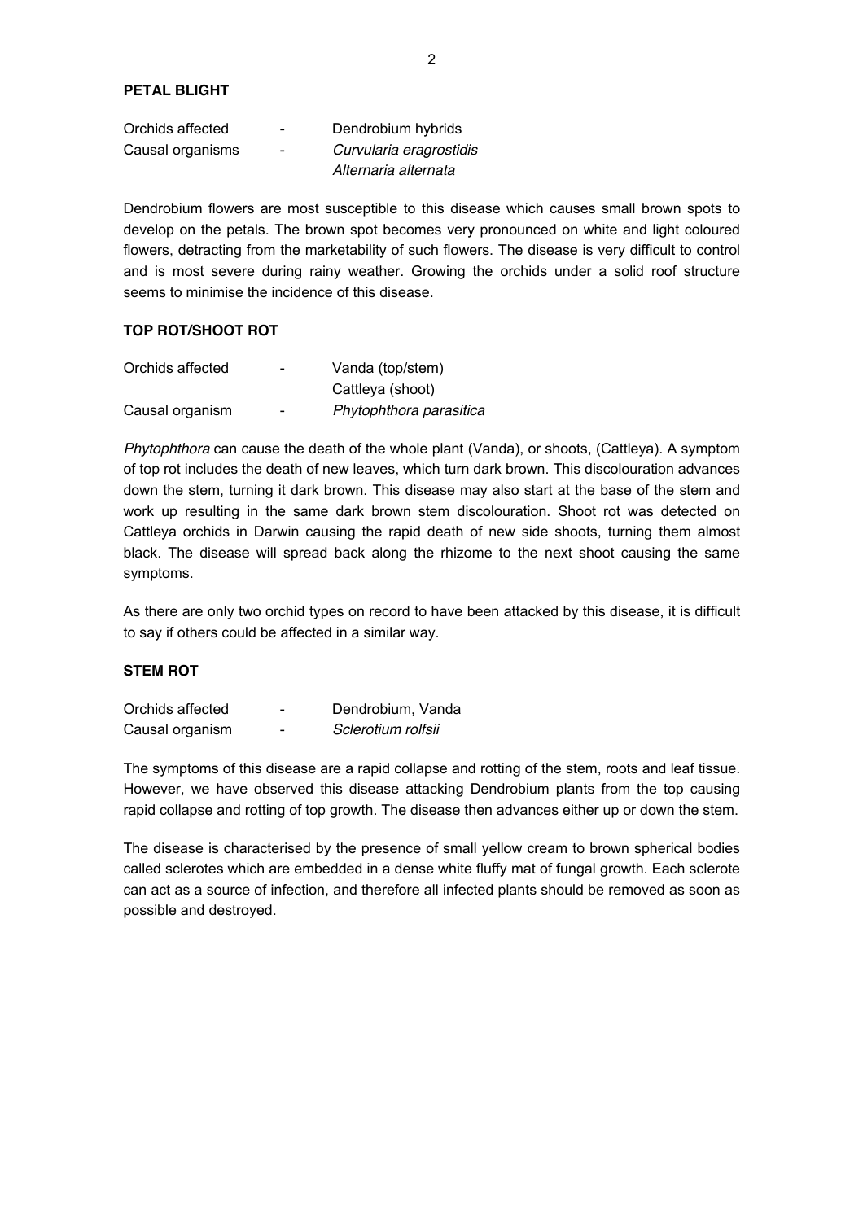**PETAL BLIGHT**

| | | |
|---|---|---|
| Orchids affected | - | Dendrobium hybrids |
| Causal organisms | - | *Curvularia eragrostidis* |
| | | *Alternaria alternata* |

Dendrobium flowers are most susceptible to this disease which causes small brown spots to develop on the petals. The brown spot becomes very pronounced on white and light coloured flowers, detracting from the marketability of such flowers. The disease is very difficult to control and is most severe during rainy weather. Growing the orchids under a solid roof structure seems to minimise the incidence of this disease.

**TOP ROT/SHOOT ROT**

| | | |
|---|---|---|
| Orchids affected | - | Vanda (top/stem) |
| | | Cattleya (shoot) |
| Causal organism | - | *Phytophthora parasitica* |

*Phytophthora* can cause the death of the whole plant (Vanda), or shoots, (Cattleya). A symptom of top rot includes the death of new leaves, which turn dark brown. This discolouration advances down the stem, turning it dark brown. This disease may also start at the base of the stem and work up resulting in the same dark brown stem discolouration. Shoot rot was detected on Cattleya orchids in Darwin causing the rapid death of new side shoots, turning them almost black. The disease will spread back along the rhizome to the next shoot causing the same symptoms.

As there are only two orchid types on record to have been attacked by this disease, it is difficult to say if others could be affected in a similar way.

**STEM ROT**

| | | |
|---|---|---|
| Orchids affected | - | Dendrobium, Vanda |
| Causal organism | - | *Sclerotium rolfsii* |

The symptoms of this disease are a rapid collapse and rotting of the stem, roots and leaf tissue. However, we have observed this disease attacking Dendrobium plants from the top causing rapid collapse and rotting of top growth. The disease then advances either up or down the stem.

The disease is characterised by the presence of small yellow cream to brown spherical bodies called sclerotes which are embedded in a dense white fluffy mat of fungal growth. Each sclerote can act as a source of infection, and therefore all infected plants should be removed as soon as possible and destroyed.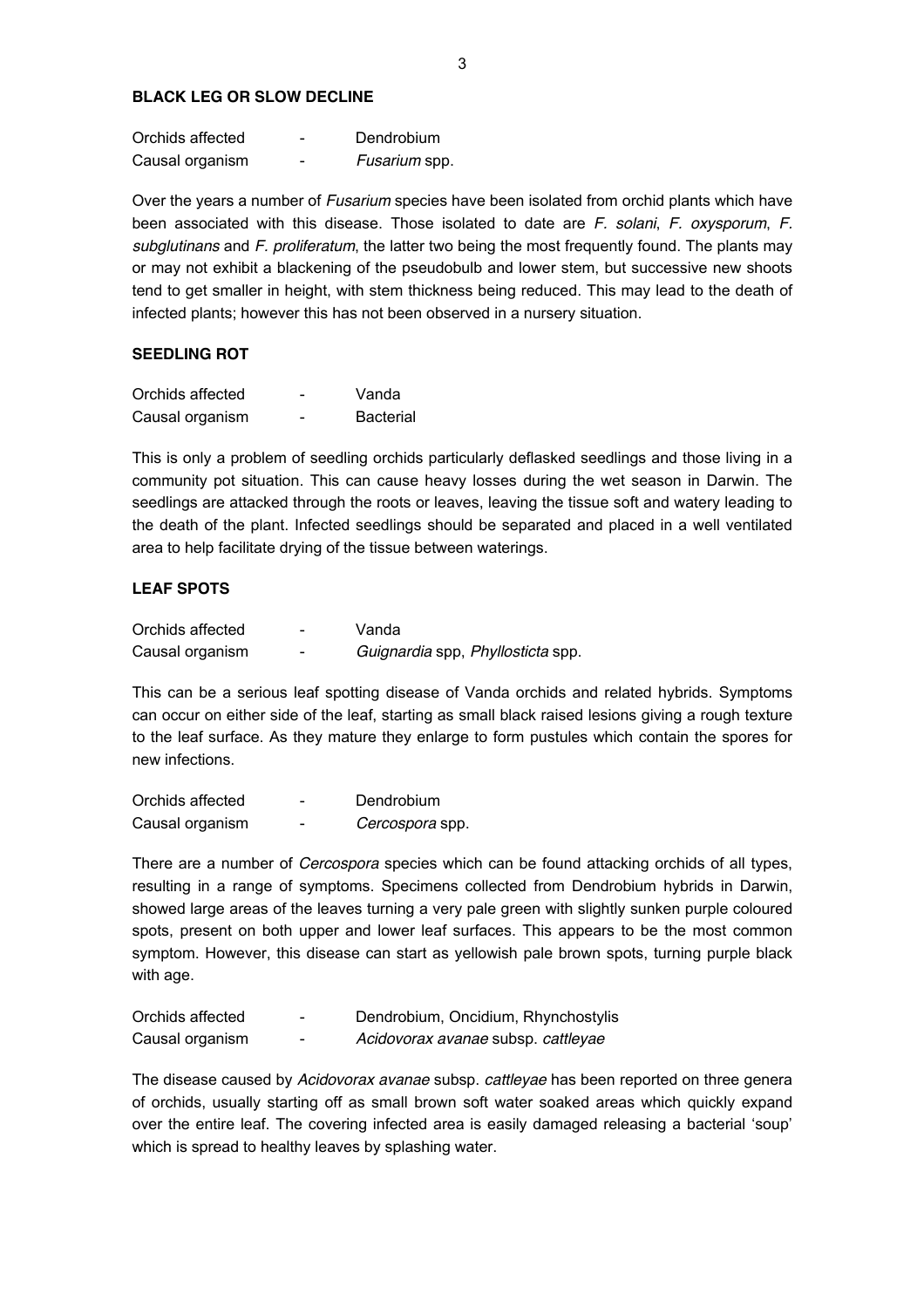## BLACK LEG OR SLOW DECLINE

Orchids affected - Dendrobium
Causal organism - *Fusarium* spp.

Over the years a number of *Fusarium* species have been isolated from orchid plants which have been associated with this disease. Those isolated to date are *F. solani*, *F. oxysporum*, *F. subglutinans* and *F. proliferatum*, the latter two being the most frequently found. The plants may or may not exhibit a blackening of the pseudobulb and lower stem, but successive new shoots tend to get smaller in height, with stem thickness being reduced. This may lead to the death of infected plants; however this has not been observed in a nursery situation.

## SEEDLING ROT

Orchids affected - Vanda
Causal organism - Bacterial

This is only a problem of seedling orchids particularly deflasked seedlings and those living in a community pot situation. This can cause heavy losses during the wet season in Darwin. The seedlings are attacked through the roots or leaves, leaving the tissue soft and watery leading to the death of the plant. Infected seedlings should be separated and placed in a well ventilated area to help facilitate drying of the tissue between waterings.

## LEAF SPOTS

Orchids affected - Vanda
Causal organism - *Guignardia* spp, *Phyllosticta* spp.

This can be a serious leaf spotting disease of Vanda orchids and related hybrids. Symptoms can occur on either side of the leaf, starting as small black raised lesions giving a rough texture to the leaf surface. As they mature they enlarge to form pustules which contain the spores for new infections.

Orchids affected - Dendrobium
Causal organism - *Cercospora* spp.

There are a number of *Cercospora* species which can be found attacking orchids of all types, resulting in a range of symptoms. Specimens collected from Dendrobium hybrids in Darwin, showed large areas of the leaves turning a very pale green with slightly sunken purple coloured spots, present on both upper and lower leaf surfaces. This appears to be the most common symptom. However, this disease can start as yellowish pale brown spots, turning purple black with age.

Orchids affected - Dendrobium, Oncidium, Rhynchostylis
Causal organism - *Acidovorax avanae* subsp. *cattleyae*

The disease caused by *Acidovorax avanae* subsp. *cattleyae* has been reported on three genera of orchids, usually starting off as small brown soft water soaked areas which quickly expand over the entire leaf. The covering infected area is easily damaged releasing a bacterial 'soup' which is spread to healthy leaves by splashing water.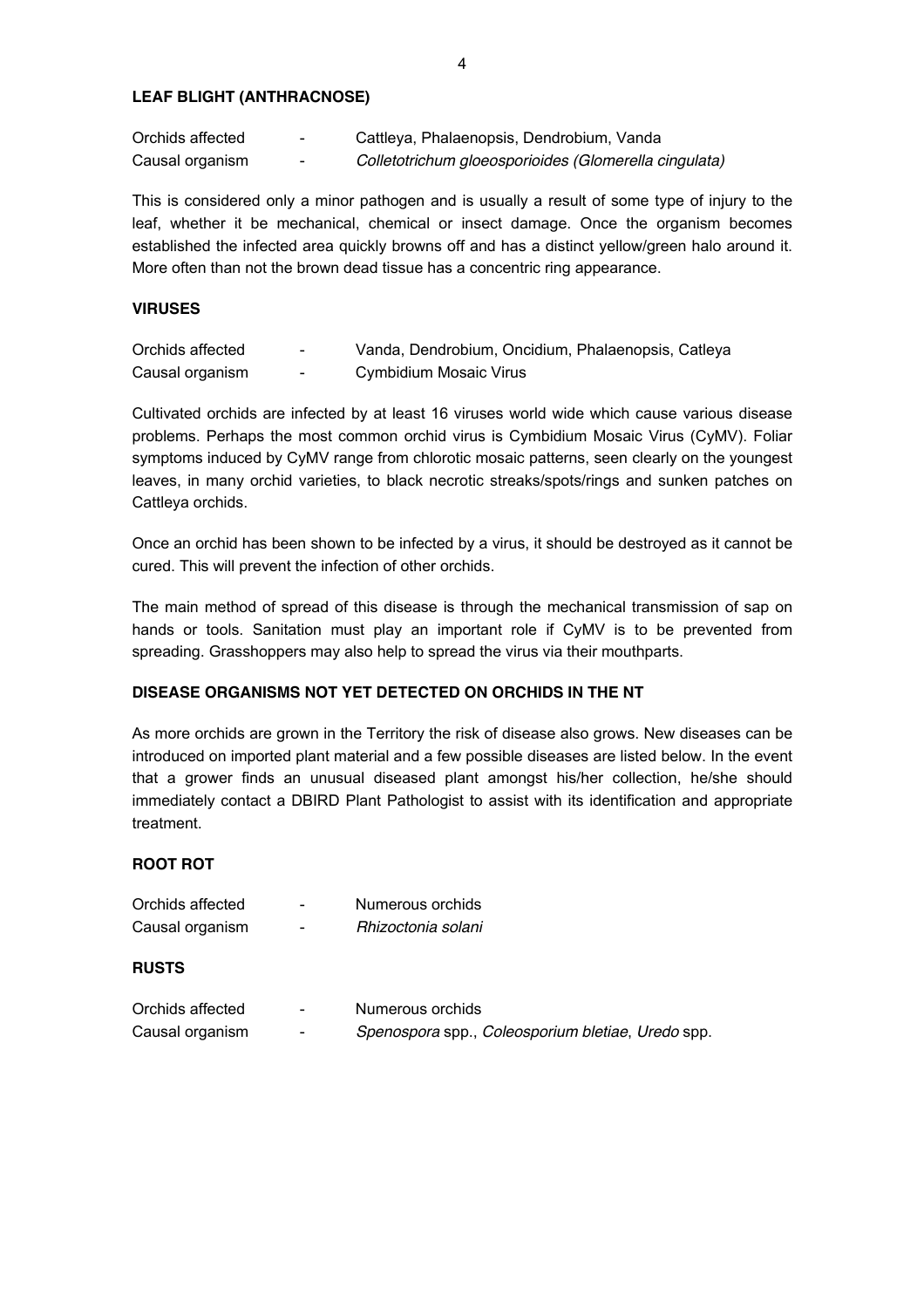## LEAF BLIGHT (ANTHRACNOSE)

Orchids affected - Cattleya, Phalaenopsis, Dendrobium, Vanda
Causal organism - *Colletotrichum gloeosporioides (Glomerella cingulata)*

This is considered only a minor pathogen and is usually a result of some type of injury to the leaf, whether it be mechanical, chemical or insect damage. Once the organism becomes established the infected area quickly browns off and has a distinct yellow/green halo around it. More often than not the brown dead tissue has a concentric ring appearance.

## VIRUSES

Orchids affected - Vanda, Dendrobium, Oncidium, Phalaenopsis, Catleya
Causal organism - Cymbidium Mosaic Virus

Cultivated orchids are infected by at least 16 viruses world wide which cause various disease problems. Perhaps the most common orchid virus is Cymbidium Mosaic Virus (CyMV). Foliar symptoms induced by CyMV range from chlorotic mosaic patterns, seen clearly on the youngest leaves, in many orchid varieties, to black necrotic streaks/spots/rings and sunken patches on Cattleya orchids.

Once an orchid has been shown to be infected by a virus, it should be destroyed as it cannot be cured. This will prevent the infection of other orchids.

The main method of spread of this disease is through the mechanical transmission of sap on hands or tools. Sanitation must play an important role if CyMV is to be prevented from spreading. Grasshoppers may also help to spread the virus via their mouthparts.

## DISEASE ORGANISMS NOT YET DETECTED ON ORCHIDS IN THE NT

As more orchids are grown in the Territory the risk of disease also grows. New diseases can be introduced on imported plant material and a few possible diseases are listed below. In the event that a grower finds an unusual diseased plant amongst his/her collection, he/she should immediately contact a DBIRD Plant Pathologist to assist with its identification and appropriate treatment.

## ROOT ROT

Orchids affected - Numerous orchids
Causal organism - *Rhizoctonia solani*

## RUSTS

Orchids affected - Numerous orchids
Causal organism - *Spenospora* spp., *Coleosporium bletiae*, *Uredo* spp.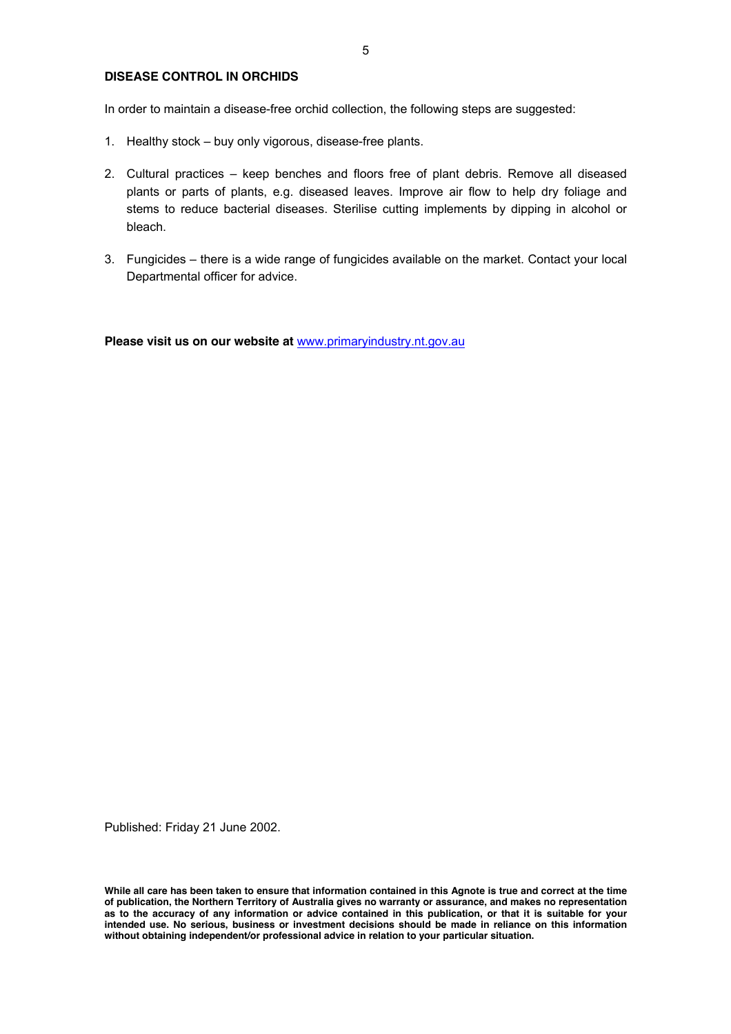**DISEASE CONTROL IN ORCHIDS**

In order to maintain a disease-free orchid collection, the following steps are suggested:

1. Healthy stock – buy only vigorous, disease-free plants.

2. Cultural practices – keep benches and floors free of plant debris. Remove all diseased plants or parts of plants, e.g. diseased leaves. Improve air flow to help dry foliage and stems to reduce bacterial diseases. Sterilise cutting implements by dipping in alcohol or bleach.

3. Fungicides – there is a wide range of fungicides available on the market. Contact your local Departmental officer for advice.

**Please visit us on our website at** [www.primaryindustry.nt.gov.au](http://www.primaryindustry.nt.gov.au)

Published: Friday 21 June 2002.

**While all care has been taken to ensure that information contained in this Agnote is true and correct at the time of publication, the Northern Territory of Australia gives no warranty or assurance, and makes no representation as to the accuracy of any information or advice contained in this publication, or that it is suitable for your intended use. No serious, business or investment decisions should be made in reliance on this information without obtaining independent/or professional advice in relation to your particular situation.**